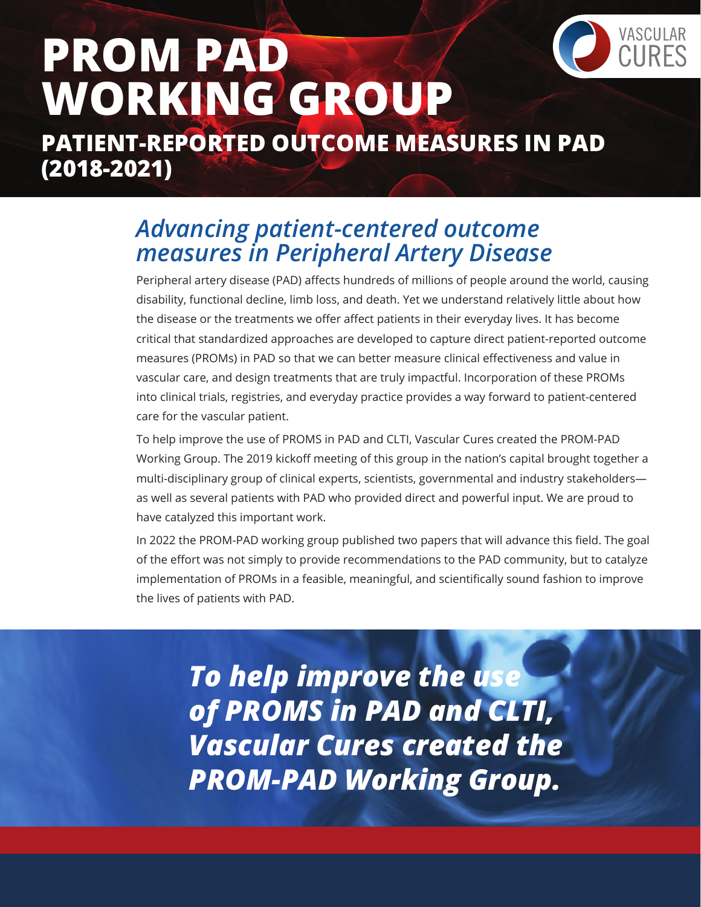# PROM PAD WORKING GROUP

VASCULAR CURES

## PATIENT-REPORTED OUTCOME MEASURES IN PAD (2018-2021)

### *Advancing patient-centered outcome measures in Peripheral Artery Disease*

Peripheral artery disease (PAD) affects hundreds of millions of people around the world, causing disability, functional decline, limb loss, and death. Yet we understand relatively little about how the disease or the treatments we offer affect patients in their everyday lives. It has become critical that standardized approaches are developed to capture direct patient-reported outcome measures (PROMs) in PAD so that we can better measure clinical effectiveness and value in vascular care, and design treatments that are truly impactful. Incorporation of these PROMs into clinical trials, registries, and everyday practice provides a way forward to patient-centered care for the vascular patient.

To help improve the use of PROMS in PAD and CLTI, Vascular Cures created the PROM-PAD Working Group. The 2019 kickoff meeting of this group in the nation's capital brought together a multi-disciplinary group of clinical experts, scientists, governmental and industry stakeholders—as well as several patients with PAD who provided direct and powerful input. We are proud to have catalyzed this important work.

In 2022 the PROM-PAD working group published two papers that will advance this field. The goal of the effort was not simply to provide recommendations to the PAD community, but to catalyze implementation of PROMs in a feasible, meaningful, and scientifically sound fashion to improve the lives of patients with PAD.

***To help improve the use of PROMS in PAD and CLTI, Vascular Cures created the PROM-PAD Working Group.***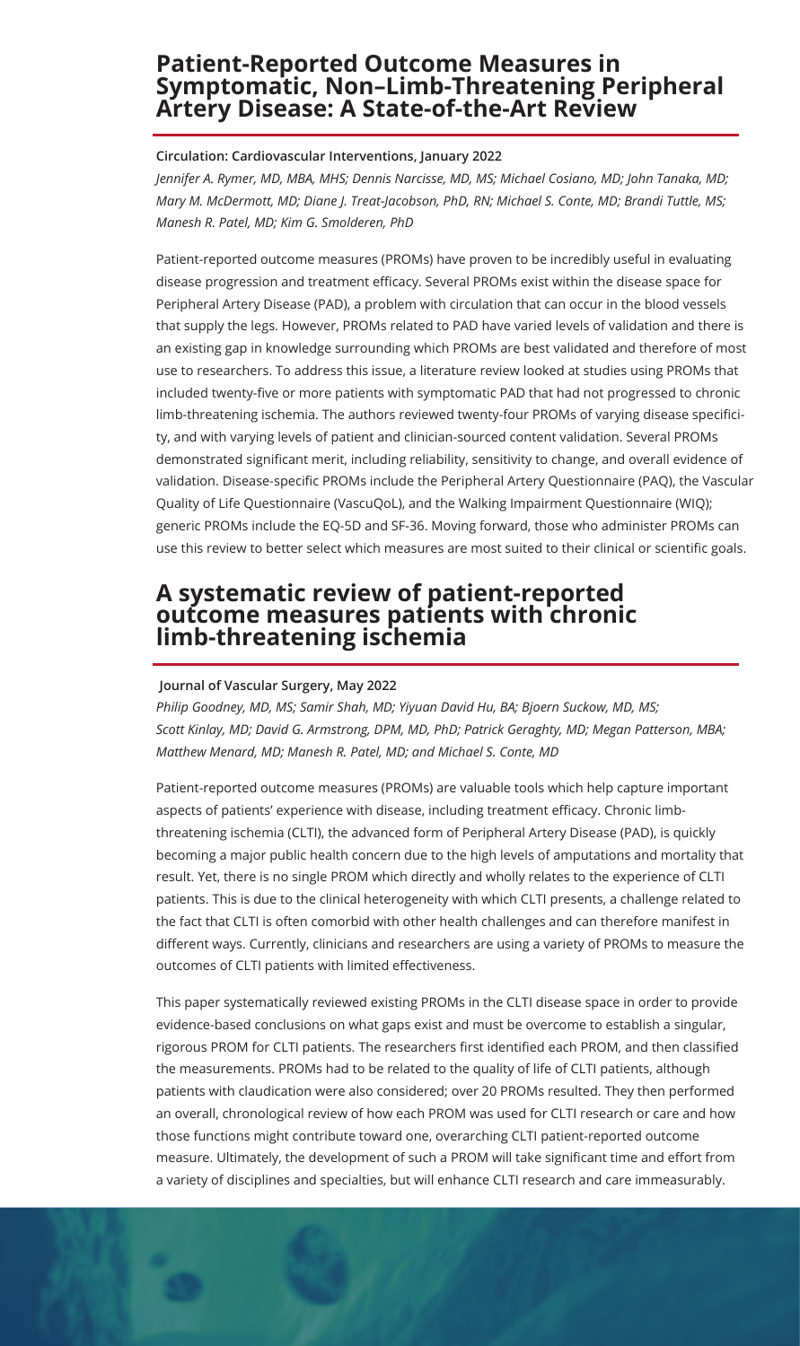## Patient-Reported Outcome Measures in Symptomatic, Non–Limb-Threatening Peripheral Artery Disease: A State-of-the-Art Review

**Circulation: Cardiovascular Interventions, January 2022**

*Jennifer A. Rymer, MD, MBA, MHS; Dennis Narcisse, MD, MS; Michael Cosiano, MD; John Tanaka, MD; Mary M. McDermott, MD; Diane J. Treat-Jacobson, PhD, RN; Michael S. Conte, MD; Brandi Tuttle, MS; Manesh R. Patel, MD; Kim G. Smolderen, PhD*

Patient-reported outcome measures (PROMs) have proven to be incredibly useful in evaluating disease progression and treatment efficacy. Several PROMs exist within the disease space for Peripheral Artery Disease (PAD), a problem with circulation that can occur in the blood vessels that supply the legs. However, PROMs related to PAD have varied levels of validation and there is an existing gap in knowledge surrounding which PROMs are best validated and therefore of most use to researchers. To address this issue, a literature review looked at studies using PROMs that included twenty-five or more patients with symptomatic PAD that had not progressed to chronic limb-threatening ischemia. The authors reviewed twenty-four PROMs of varying disease specificity, and with varying levels of patient and clinician-sourced content validation. Several PROMs demonstrated significant merit, including reliability, sensitivity to change, and overall evidence of validation. Disease-specific PROMs include the Peripheral Artery Questionnaire (PAQ), the Vascular Quality of Life Questionnaire (VascuQoL), and the Walking Impairment Questionnaire (WIQ); generic PROMs include the EQ-5D and SF-36. Moving forward, those who administer PROMs can use this review to better select which measures are most suited to their clinical or scientific goals.

## A systematic review of patient-reported outcome measures patients with chronic limb-threatening ischemia

**Journal of Vascular Surgery, May 2022**

*Philip Goodney, MD, MS; Samir Shah, MD; Yiyuan David Hu, BA; Bjoern Suckow, MD, MS; Scott Kinlay, MD; David G. Armstrong, DPM, MD, PhD; Patrick Geraghty, MD; Megan Patterson, MBA; Matthew Menard, MD; Manesh R. Patel, MD; and Michael S. Conte, MD*

Patient-reported outcome measures (PROMs) are valuable tools which help capture important aspects of patients' experience with disease, including treatment efficacy. Chronic limb-threatening ischemia (CLTI), the advanced form of Peripheral Artery Disease (PAD), is quickly becoming a major public health concern due to the high levels of amputations and mortality that result. Yet, there is no single PROM which directly and wholly relates to the experience of CLTI patients. This is due to the clinical heterogeneity with which CLTI presents, a challenge related to the fact that CLTI is often comorbid with other health challenges and can therefore manifest in different ways. Currently, clinicians and researchers are using a variety of PROMs to measure the outcomes of CLTI patients with limited effectiveness.

This paper systematically reviewed existing PROMs in the CLTI disease space in order to provide evidence-based conclusions on what gaps exist and must be overcome to establish a singular, rigorous PROM for CLTI patients. The researchers first identified each PROM, and then classified the measurements. PROMs had to be related to the quality of life of CLTI patients, although patients with claudication were also considered; over 20 PROMs resulted. They then performed an overall, chronological review of how each PROM was used for CLTI research or care and how those functions might contribute toward one, overarching CLTI patient-reported outcome measure. Ultimately, the development of such a PROM will take significant time and effort from a variety of disciplines and specialties, but will enhance CLTI research and care immeasurably.